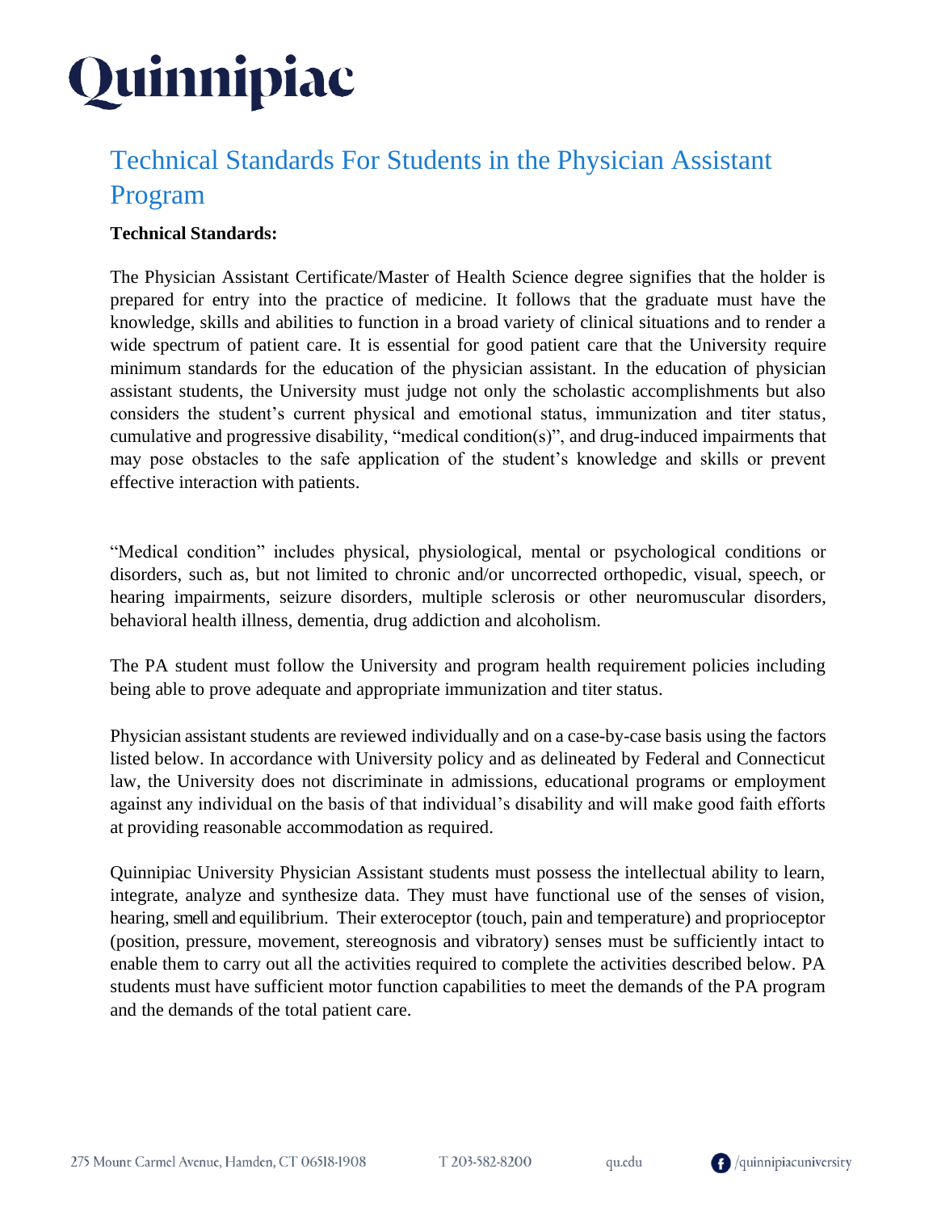# Quinnipiac

## Technical Standards For Students in the Physician Assistant Program

**Technical Standards:**

The Physician Assistant Certificate/Master of Health Science degree signifies that the holder is prepared for entry into the practice of medicine. It follows that the graduate must have the knowledge, skills and abilities to function in a broad variety of clinical situations and to render a wide spectrum of patient care. It is essential for good patient care that the University require minimum standards for the education of the physician assistant. In the education of physician assistant students, the University must judge not only the scholastic accomplishments but also considers the student's current physical and emotional status, immunization and titer status, cumulative and progressive disability, "medical condition(s)", and drug-induced impairments that may pose obstacles to the safe application of the student's knowledge and skills or prevent effective interaction with patients.

"Medical condition" includes physical, physiological, mental or psychological conditions or disorders, such as, but not limited to chronic and/or uncorrected orthopedic, visual, speech, or hearing impairments, seizure disorders, multiple sclerosis or other neuromuscular disorders, behavioral health illness, dementia, drug addiction and alcoholism.

The PA student must follow the University and program health requirement policies including being able to prove adequate and appropriate immunization and titer status.

Physician assistant students are reviewed individually and on a case-by-case basis using the factors listed below. In accordance with University policy and as delineated by Federal and Connecticut law, the University does not discriminate in admissions, educational programs or employment against any individual on the basis of that individual's disability and will make good faith efforts at providing reasonable accommodation as required.

Quinnipiac University Physician Assistant students must possess the intellectual ability to learn, integrate, analyze and synthesize data. They must have functional use of the senses of vision, hearing, smell and equilibrium. Their exteroceptor (touch, pain and temperature) and proprioceptor (position, pressure, movement, stereognosis and vibratory) senses must be sufficiently intact to enable them to carry out all the activities required to complete the activities described below. PA students must have sufficient motor function capabilities to meet the demands of the PA program and the demands of the total patient care.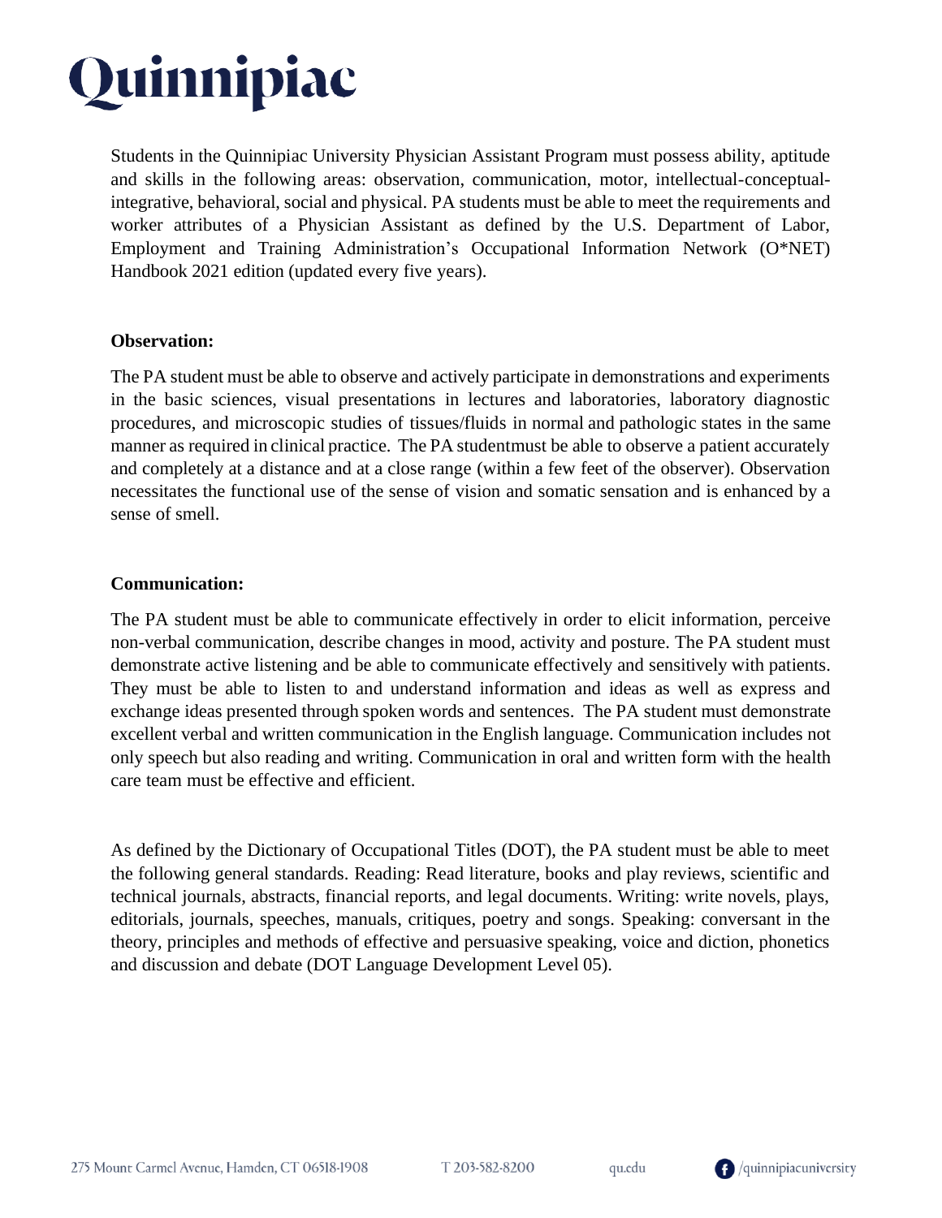# Quinnipiac

Students in the Quinnipiac University Physician Assistant Program must possess ability, aptitude and skills in the following areas: observation, communication, motor, intellectual-conceptual-integrative, behavioral, social and physical. PA students must be able to meet the requirements and worker attributes of a Physician Assistant as defined by the U.S. Department of Labor, Employment and Training Administration's Occupational Information Network (O*NET) Handbook 2021 edition (updated every five years).

**Observation:**

The PA student must be able to observe and actively participate in demonstrations and experiments in the basic sciences, visual presentations in lectures and laboratories, laboratory diagnostic procedures, and microscopic studies of tissues/fluids in normal and pathologic states in the same manner as required in clinical practice. The PA studentmust be able to observe a patient accurately and completely at a distance and at a close range (within a few feet of the observer). Observation necessitates the functional use of the sense of vision and somatic sensation and is enhanced by a sense of smell.

**Communication:**

The PA student must be able to communicate effectively in order to elicit information, perceive non-verbal communication, describe changes in mood, activity and posture. The PA student must demonstrate active listening and be able to communicate effectively and sensitively with patients. They must be able to listen to and understand information and ideas as well as express and exchange ideas presented through spoken words and sentences. The PA student must demonstrate excellent verbal and written communication in the English language. Communication includes not only speech but also reading and writing. Communication in oral and written form with the health care team must be effective and efficient.

As defined by the Dictionary of Occupational Titles (DOT), the PA student must be able to meet the following general standards. Reading: Read literature, books and play reviews, scientific and technical journals, abstracts, financial reports, and legal documents. Writing: write novels, plays, editorials, journals, speeches, manuals, critiques, poetry and songs. Speaking: conversant in the theory, principles and methods of effective and persuasive speaking, voice and diction, phonetics and discussion and debate (DOT Language Development Level 05).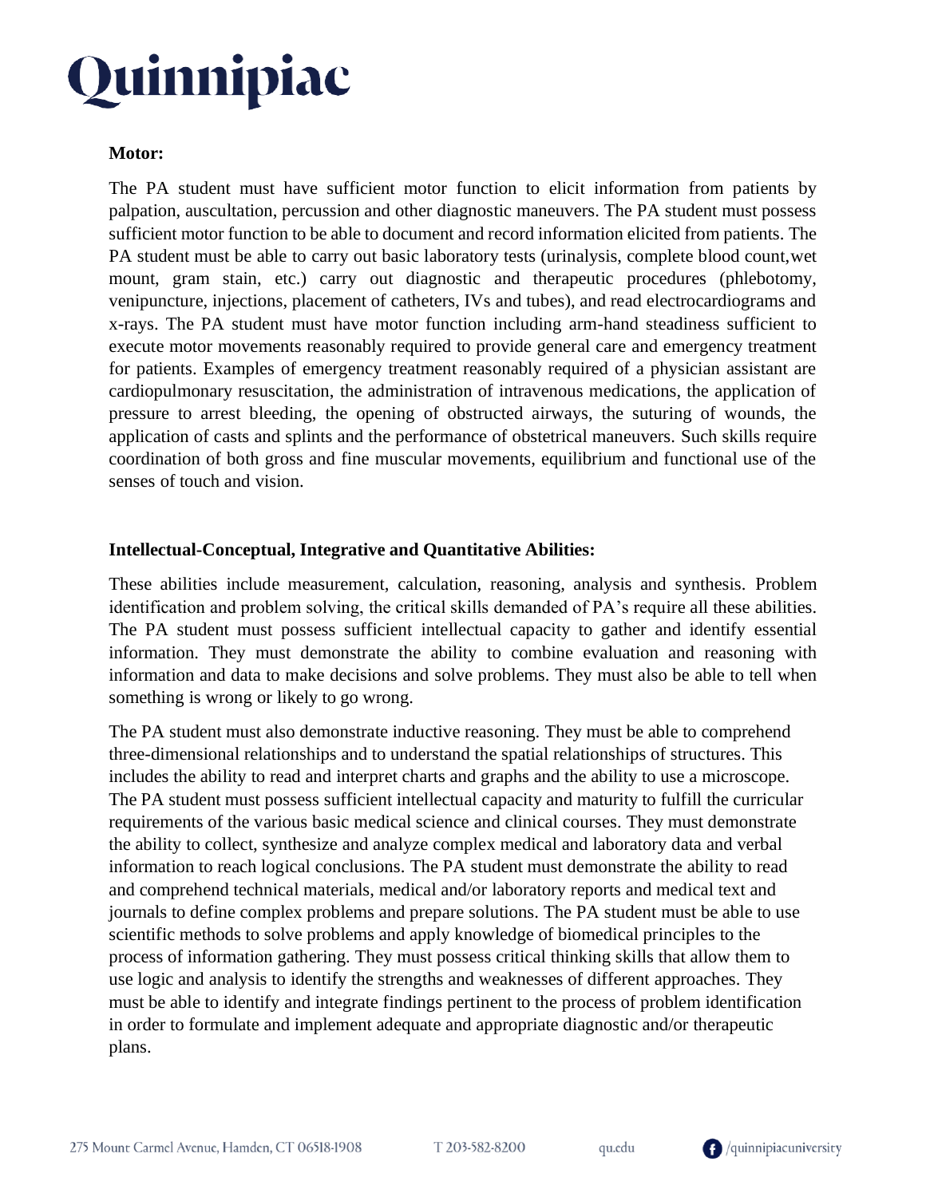**Motor:**

The PA student must have sufficient motor function to elicit information from patients by palpation, auscultation, percussion and other diagnostic maneuvers. The PA student must possess sufficient motor function to be able to document and record information elicited from patients. The PA student must be able to carry out basic laboratory tests (urinalysis, complete blood count,wet mount, gram stain, etc.) carry out diagnostic and therapeutic procedures (phlebotomy, venipuncture, injections, placement of catheters, IVs and tubes), and read electrocardiograms and x-rays. The PA student must have motor function including arm-hand steadiness sufficient to execute motor movements reasonably required to provide general care and emergency treatment for patients. Examples of emergency treatment reasonably required of a physician assistant are cardiopulmonary resuscitation, the administration of intravenous medications, the application of pressure to arrest bleeding, the opening of obstructed airways, the suturing of wounds, the application of casts and splints and the performance of obstetrical maneuvers. Such skills require coordination of both gross and fine muscular movements, equilibrium and functional use of the senses of touch and vision.

**Intellectual-Conceptual, Integrative and Quantitative Abilities:**

These abilities include measurement, calculation, reasoning, analysis and synthesis. Problem identification and problem solving, the critical skills demanded of PA's require all these abilities. The PA student must possess sufficient intellectual capacity to gather and identify essential information. They must demonstrate the ability to combine evaluation and reasoning with information and data to make decisions and solve problems. They must also be able to tell when something is wrong or likely to go wrong.

The PA student must also demonstrate inductive reasoning. They must be able to comprehend three-dimensional relationships and to understand the spatial relationships of structures. This includes the ability to read and interpret charts and graphs and the ability to use a microscope. The PA student must possess sufficient intellectual capacity and maturity to fulfill the curricular requirements of the various basic medical science and clinical courses. They must demonstrate the ability to collect, synthesize and analyze complex medical and laboratory data and verbal information to reach logical conclusions. The PA student must demonstrate the ability to read and comprehend technical materials, medical and/or laboratory reports and medical text and journals to define complex problems and prepare solutions. The PA student must be able to use scientific methods to solve problems and apply knowledge of biomedical principles to the process of information gathering. They must possess critical thinking skills that allow them to use logic and analysis to identify the strengths and weaknesses of different approaches. They must be able to identify and integrate findings pertinent to the process of problem identification in order to formulate and implement adequate and appropriate diagnostic and/or therapeutic plans.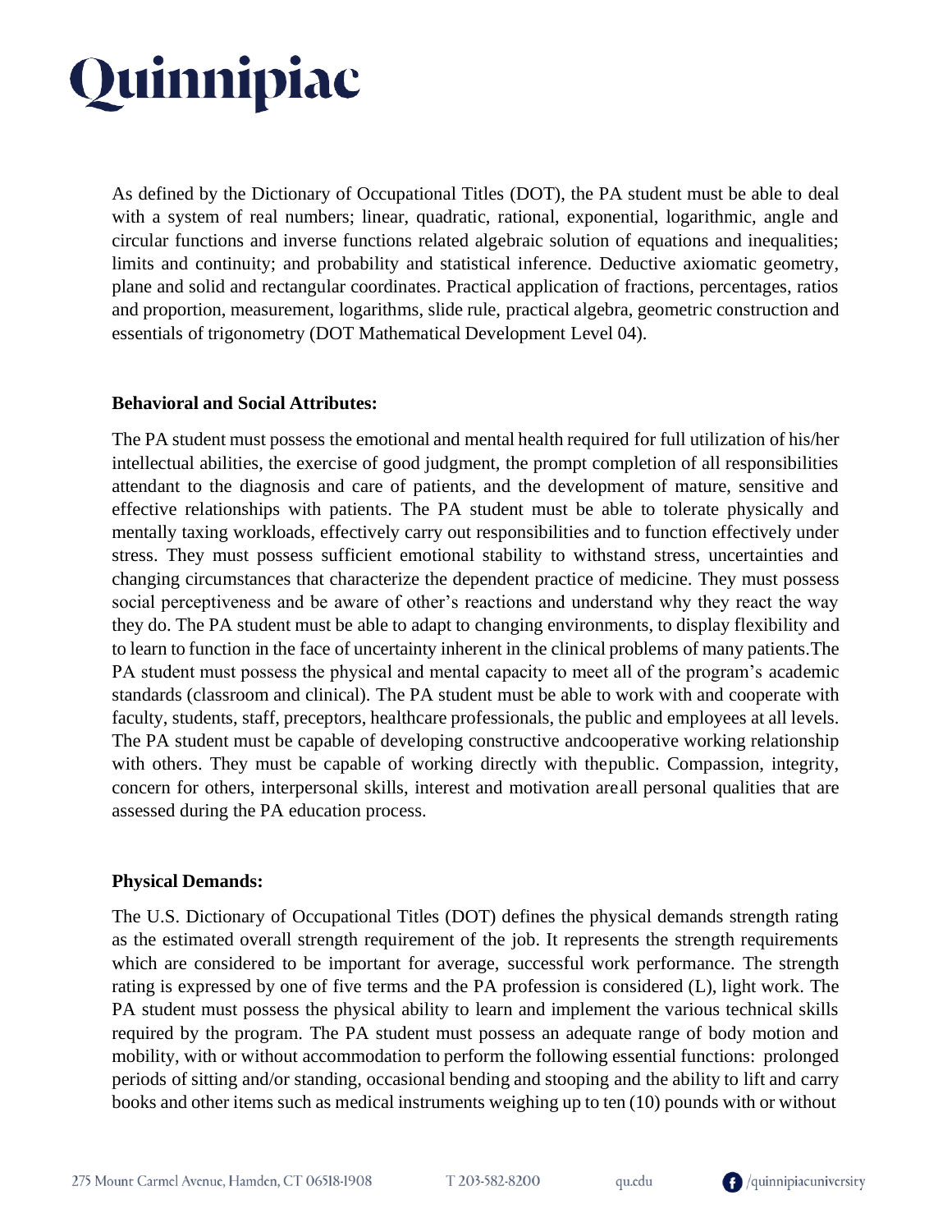As defined by the Dictionary of Occupational Titles (DOT), the PA student must be able to deal with a system of real numbers; linear, quadratic, rational, exponential, logarithmic, angle and circular functions and inverse functions related algebraic solution of equations and inequalities; limits and continuity; and probability and statistical inference. Deductive axiomatic geometry, plane and solid and rectangular coordinates. Practical application of fractions, percentages, ratios and proportion, measurement, logarithms, slide rule, practical algebra, geometric construction and essentials of trigonometry (DOT Mathematical Development Level 04).

**Behavioral and Social Attributes:**

The PA student must possess the emotional and mental health required for full utilization of his/her intellectual abilities, the exercise of good judgment, the prompt completion of all responsibilities attendant to the diagnosis and care of patients, and the development of mature, sensitive and effective relationships with patients. The PA student must be able to tolerate physically and mentally taxing workloads, effectively carry out responsibilities and to function effectively under stress. They must possess sufficient emotional stability to withstand stress, uncertainties and changing circumstances that characterize the dependent practice of medicine. They must possess social perceptiveness and be aware of other's reactions and understand why they react the way they do. The PA student must be able to adapt to changing environments, to display flexibility and to learn to function in the face of uncertainty inherent in the clinical problems of many patients.The PA student must possess the physical and mental capacity to meet all of the program's academic standards (classroom and clinical). The PA student must be able to work with and cooperate with faculty, students, staff, preceptors, healthcare professionals, the public and employees at all levels. The PA student must be capable of developing constructive andcooperative working relationship with others. They must be capable of working directly with thepublic. Compassion, integrity, concern for others, interpersonal skills, interest and motivation areall personal qualities that are assessed during the PA education process.

**Physical Demands:**

The U.S. Dictionary of Occupational Titles (DOT) defines the physical demands strength rating as the estimated overall strength requirement of the job. It represents the strength requirements which are considered to be important for average, successful work performance. The strength rating is expressed by one of five terms and the PA profession is considered (L), light work. The PA student must possess the physical ability to learn and implement the various technical skills required by the program. The PA student must possess an adequate range of body motion and mobility, with or without accommodation to perform the following essential functions: prolonged periods of sitting and/or standing, occasional bending and stooping and the ability to lift and carry books and other items such as medical instruments weighing up to ten (10) pounds with or without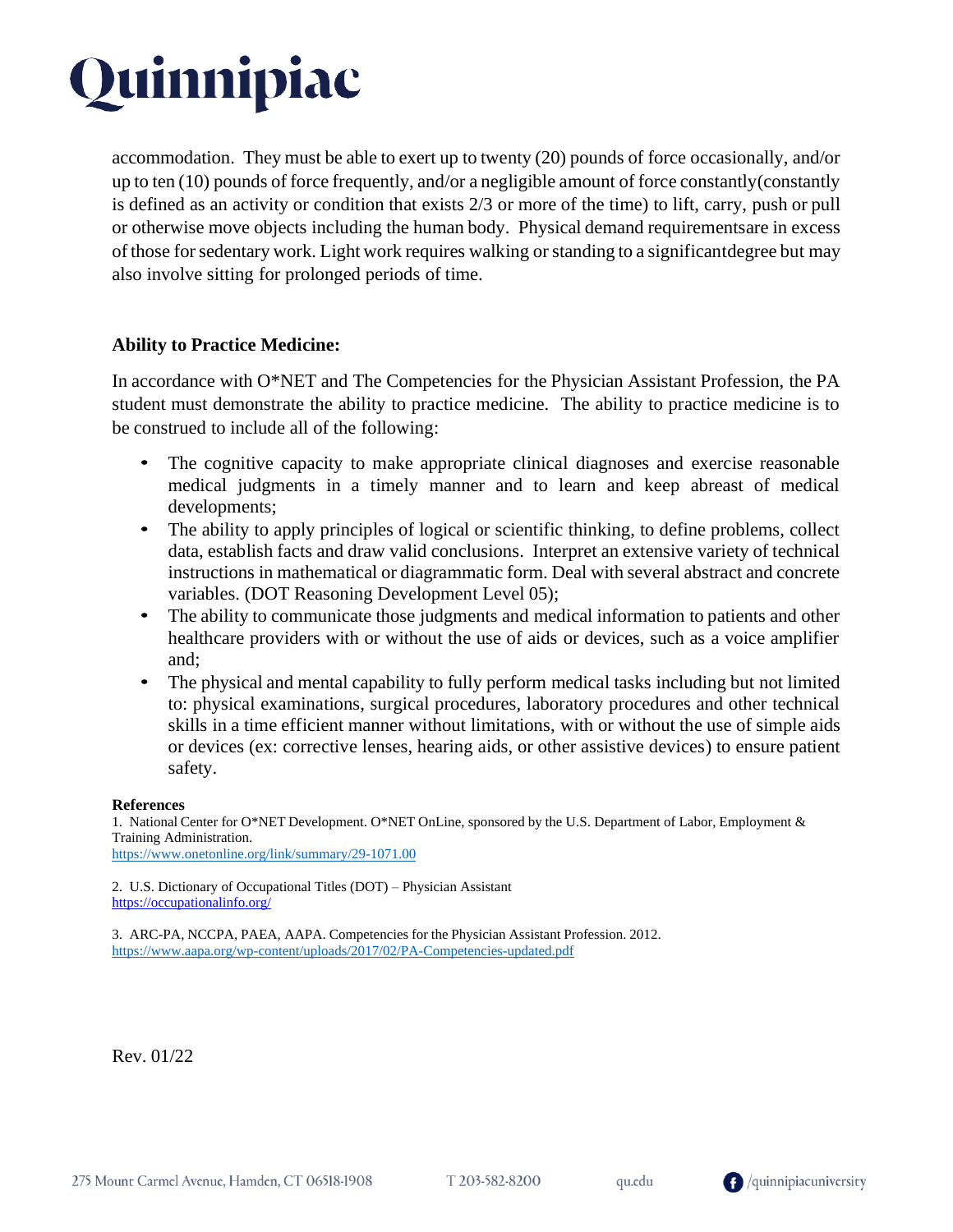accommodation. They must be able to exert up to twenty (20) pounds of force occasionally, and/or up to ten (10) pounds of force frequently, and/or a negligible amount of force constantly(constantly is defined as an activity or condition that exists 2/3 or more of the time) to lift, carry, push or pull or otherwise move objects including the human body. Physical demand requirementsare in excess of those for sedentary work. Light work requires walking or standing to a significantdegree but may also involve sitting for prolonged periods of time.

**Ability to Practice Medicine:**

In accordance with O*NET and The Competencies for the Physician Assistant Profession, the PA student must demonstrate the ability to practice medicine. The ability to practice medicine is to be construed to include all of the following:

- The cognitive capacity to make appropriate clinical diagnoses and exercise reasonable medical judgments in a timely manner and to learn and keep abreast of medical developments;
- The ability to apply principles of logical or scientific thinking, to define problems, collect data, establish facts and draw valid conclusions. Interpret an extensive variety of technical instructions in mathematical or diagrammatic form. Deal with several abstract and concrete variables. (DOT Reasoning Development Level 05);
- The ability to communicate those judgments and medical information to patients and other healthcare providers with or without the use of aids or devices, such as a voice amplifier and;
- The physical and mental capability to fully perform medical tasks including but not limited to: physical examinations, surgical procedures, laboratory procedures and other technical skills in a time efficient manner without limitations, with or without the use of simple aids or devices (ex: corrective lenses, hearing aids, or other assistive devices) to ensure patient safety.

**References**

1. National Center for O*NET Development. O*NET OnLine, sponsored by the U.S. Department of Labor, Employment & Training Administration.
https://www.onetonline.org/link/summary/29-1071.00

2. U.S. Dictionary of Occupational Titles (DOT) – Physician Assistant
https://occupationalinfo.org/

3. ARC-PA, NCCPA, PAEA, AAPA. Competencies for the Physician Assistant Profession. 2012.
https://www.aapa.org/wp-content/uploads/2017/02/PA-Competencies-updated.pdf

Rev. 01/22